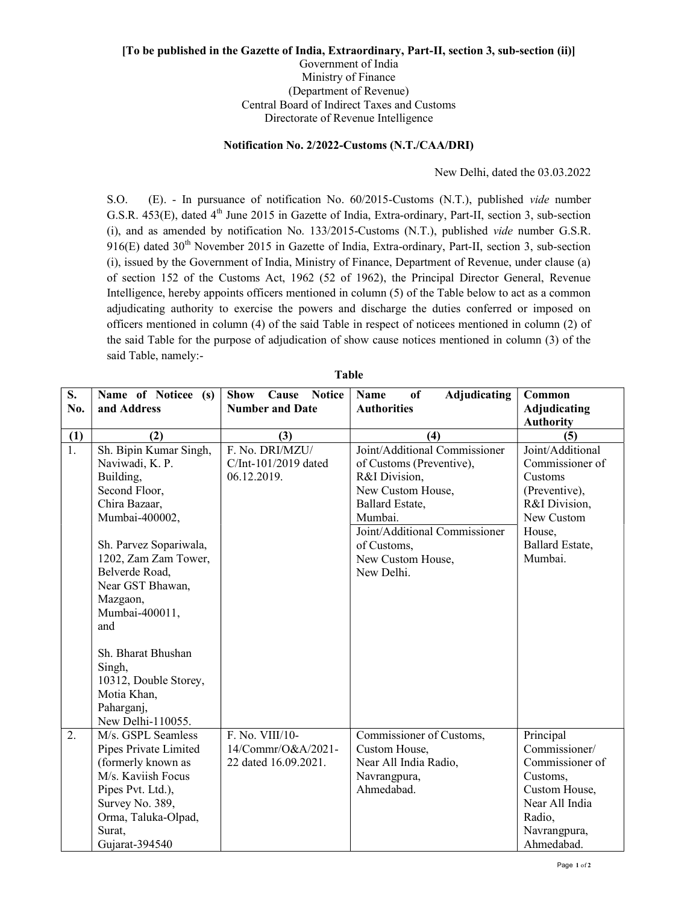**[To be published in the Gazette of India, Extraordinary, Part-II, section 3, sub-section (ii)]**

Government of India

Ministry of Finance

(Department of Revenue)

Central Board of Indirect Taxes and Customs

Directorate of Revenue Intelligence

**Notification No. 2/2022-Customs (N.T./CAA/DRI)**

New Delhi, dated the 03.03.2022

S.O. (E). - In pursuance of notification No. 60/2015-Customs (N.T.), published *vide* number G.S.R. 453(E), dated 4th June 2015 in Gazette of India, Extra-ordinary, Part-II, section 3, sub-section (i), and as amended by notification No. 133/2015-Customs (N.T.), published *vide* number G.S.R. 916(E) dated 30th November 2015 in Gazette of India, Extra-ordinary, Part-II, section 3, sub-section (i), issued by the Government of India, Ministry of Finance, Department of Revenue, under clause (a) of section 152 of the Customs Act, 1962 (52 of 1962), the Principal Director General, Revenue Intelligence, hereby appoints officers mentioned in column (5) of the Table below to act as a common adjudicating authority to exercise the powers and discharge the duties conferred or imposed on officers mentioned in column (4) of the said Table in respect of noticees mentioned in column (2) of the said Table for the purpose of adjudication of show cause notices mentioned in column (3) of the said Table, namely:-

**Table**

| S. No. | Name of Noticee (s) and Address | Show Cause Notice Number and Date | Name of Adjudicating Authorities | Common Adjudicating Authority |
|---|---|---|---|---|
| (1) | (2) | (3) | (4) | (5) |
| 1. | Sh. Bipin Kumar Singh, Naviwadi, K. P. Building, Second Floor, Chira Bazaar, Mumbai-400002, <br><br> Sh. Parvez Sopariwala, 1202, Zam Zam Tower, Belverde Road, Near GST Bhawan, Mazgaon, Mumbai-400011, and <br><br> Sh. Bharat Bhushan Singh, 10312, Double Storey, Motia Khan, Paharganj, New Delhi-110055. | F. No. DRI/MZU/ C/Int-101/2019 dated 06.12.2019. | Joint/Additional Commissioner of Customs (Preventive), R&I Division, New Custom House, Ballard Estate, Mumbai. <br><br> Joint/Additional Commissioner of Customs, New Custom House, New Delhi. | Joint/Additional Commissioner of Customs (Preventive), R&I Division, New Custom House, Ballard Estate, Mumbai. |
| 2. | M/s. GSPL Seamless Pipes Private Limited (formerly known as M/s. Kaviish Focus Pipes Pvt. Ltd.), Survey No. 389, Orma, Taluka-Olpad, Surat, Gujarat-394540 | F. No. VIII/10-14/Commr/O&A/2021-22 dated 16.09.2021. | Commissioner of Customs, Custom House, Near All India Radio, Navrangpura, Ahmedabad. | Principal Commissioner/ Commissioner of Customs, Custom House, Near All India Radio, Navrangpura, Ahmedabad. |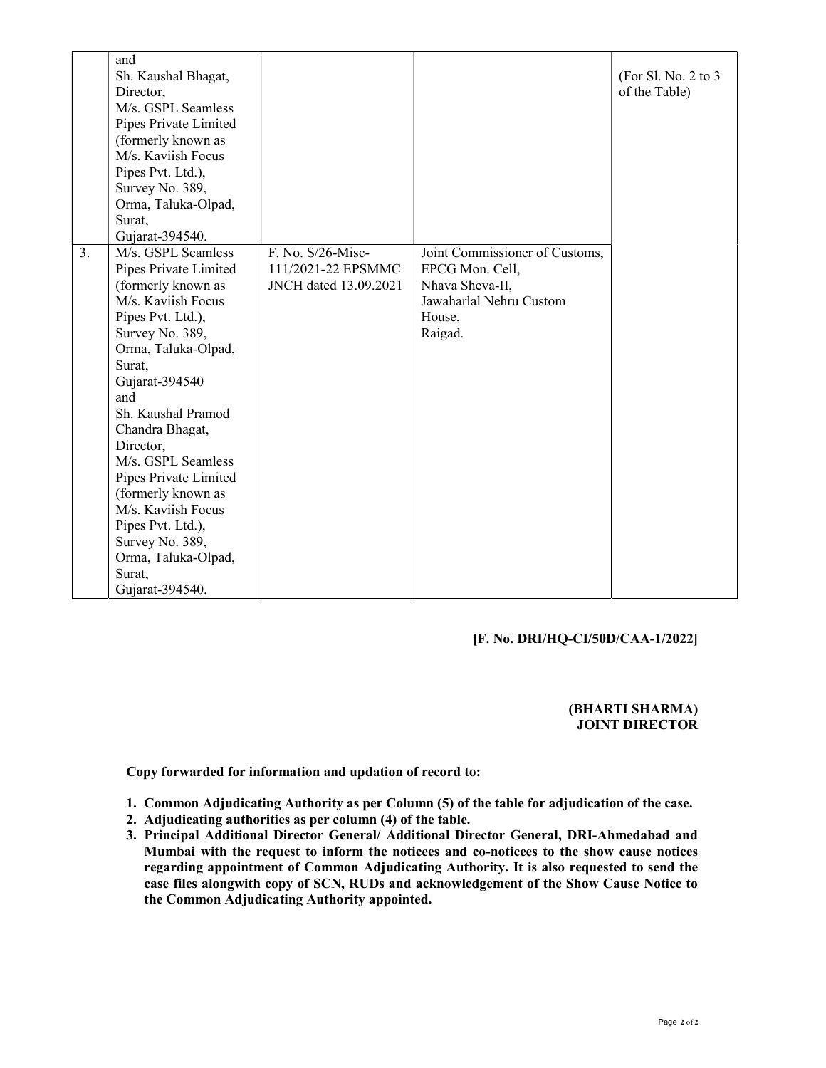| | | | | |
|---|---|---|---|---|
| | and<br>Sh. Kaushal Bhagat,<br>Director,<br>M/s. GSPL Seamless Pipes Private Limited (formerly known as M/s. Kaviish Focus Pipes Pvt. Ltd.),<br>Survey No. 389,<br>Orma, Taluka-Olpad,<br>Surat,<br>Gujarat-394540. | | | (For Sl. No. 2 to 3 of the Table) |
| 3. | M/s. GSPL Seamless Pipes Private Limited (formerly known as M/s. Kaviish Focus Pipes Pvt. Ltd.),<br>Survey No. 389,<br>Orma, Taluka-Olpad,<br>Surat,<br>Gujarat-394540<br>and<br>Sh. Kaushal Pramod Chandra Bhagat,<br>Director,<br>M/s. GSPL Seamless Pipes Private Limited (formerly known as M/s. Kaviish Focus Pipes Pvt. Ltd.),<br>Survey No. 389,<br>Orma, Taluka-Olpad,<br>Surat,<br>Gujarat-394540. | F. No. S/26-Misc-111/2021-22 EPSMMC JNCH dated 13.09.2021 | Joint Commissioner of Customs,<br>EPCG Mon. Cell,<br>Nhava Sheva-II,<br>Jawaharlal Nehru Custom House,<br>Raigad. | |

**[F. No. DRI/HQ-CI/50D/CAA-1/2022]**

**(BHARTI SHARMA)**
**JOINT DIRECTOR**

**Copy forwarded for information and updation of record to:**

1. **Common Adjudicating Authority as per Column (5) of the table for adjudication of the case.**
2. **Adjudicating authorities as per column (4) of the table.**
3. **Principal Additional Director General/ Additional Director General, DRI-Ahmedabad and Mumbai with the request to inform the noticees and co-noticees to the show cause notices regarding appointment of Common Adjudicating Authority. It is also requested to send the case files alongwith copy of SCN, RUDs and acknowledgement of the Show Cause Notice to the Common Adjudicating Authority appointed.**